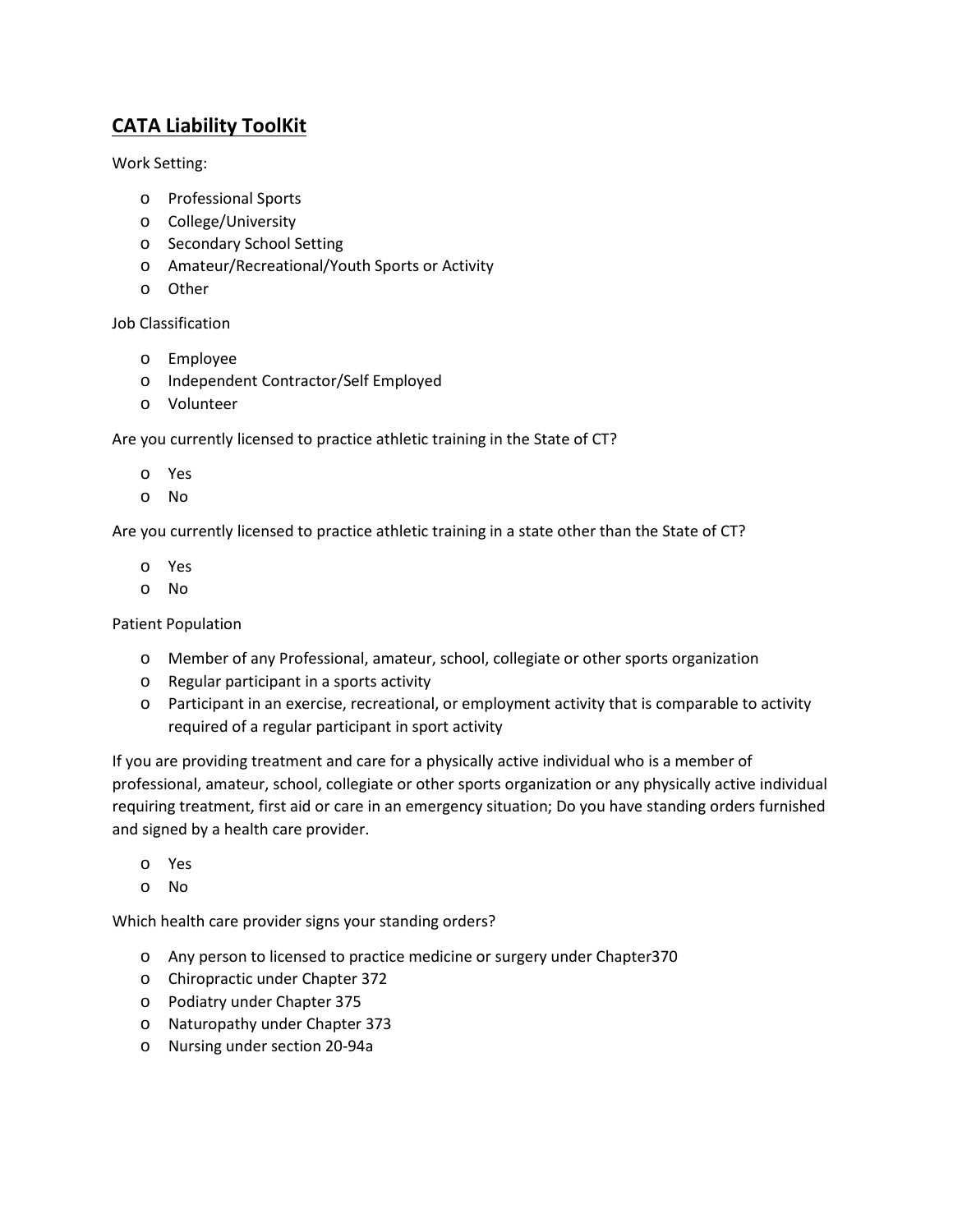## CATA Liability ToolKit

Work Setting:

- Professional Sports
- College/University
- Secondary School Setting
- Amateur/Recreational/Youth Sports or Activity
- Other

Job Classification

- Employee
- Independent Contractor/Self Employed
- Volunteer

Are you currently licensed to practice athletic training in the State of CT?

- Yes
- No

Are you currently licensed to practice athletic training in a state other than the State of CT?

- Yes
- No

Patient Population

- Member of any Professional, amateur, school, collegiate or other sports organization
- Regular participant in a sports activity
- Participant in an exercise, recreational, or employment activity that is comparable to activity required of a regular participant in sport activity

If you are providing treatment and care for a physically active individual who is a member of professional, amateur, school, collegiate or other sports organization or any physically active individual requiring treatment, first aid or care in an emergency situation; Do you have standing orders furnished and signed by a health care provider.

- Yes
- No

Which health care provider signs your standing orders?

- Any person to licensed to practice medicine or surgery under Chapter370
- Chiropractic under Chapter 372
- Podiatry under Chapter 375
- Naturopathy under Chapter 373
- Nursing under section 20-94a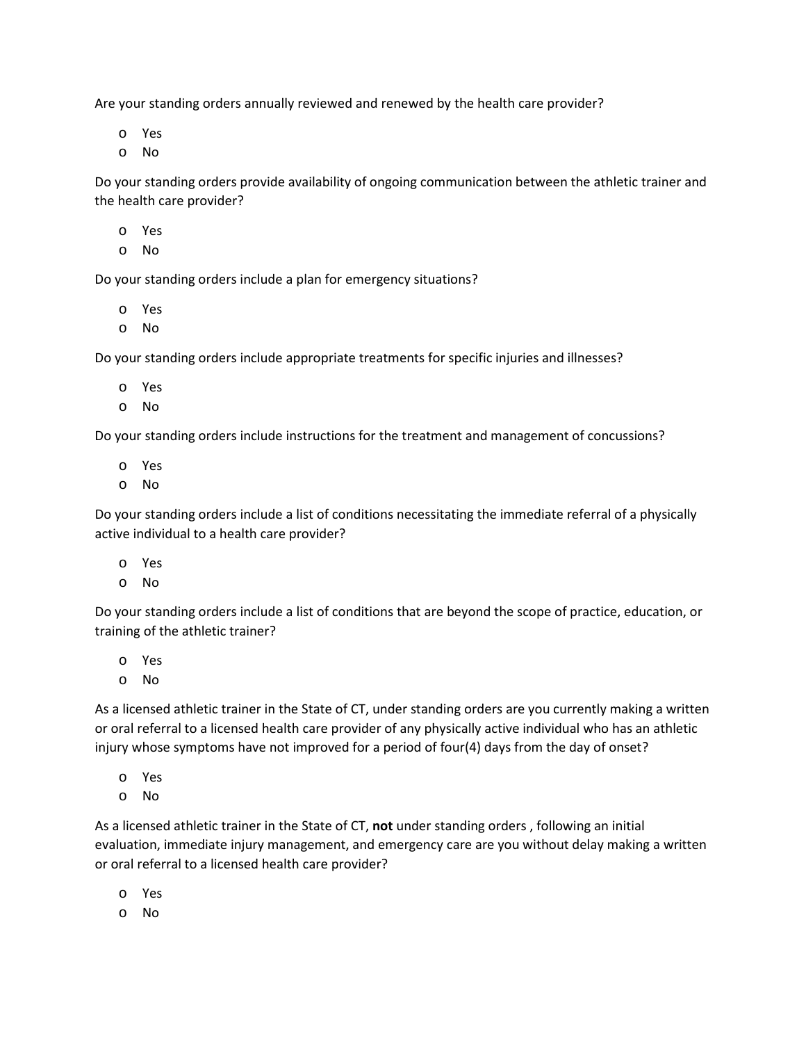Are your standing orders annually reviewed and renewed by the health care provider?

- Yes
- No

Do your standing orders provide availability of ongoing communication between the athletic trainer and the health care provider?

- Yes
- No

Do your standing orders include a plan for emergency situations?

- Yes
- No

Do your standing orders include appropriate treatments for specific injuries and illnesses?

- Yes
- No

Do your standing orders include instructions for the treatment and management of concussions?

- Yes
- No

Do your standing orders include a list of conditions necessitating the immediate referral of a physically active individual to a health care provider?

- Yes
- No

Do your standing orders include a list of conditions that are beyond the scope of practice, education, or training of the athletic trainer?

- Yes
- No

As a licensed athletic trainer in the State of CT, under standing orders are you currently making a written or oral referral to a licensed health care provider of any physically active individual who has an athletic injury whose symptoms have not improved for a period of four(4) days from the day of onset?

- Yes
- No

As a licensed athletic trainer in the State of CT, **not** under standing orders , following an initial evaluation, immediate injury management, and emergency care are you without delay making a written or oral referral to a licensed health care provider?

- Yes
- No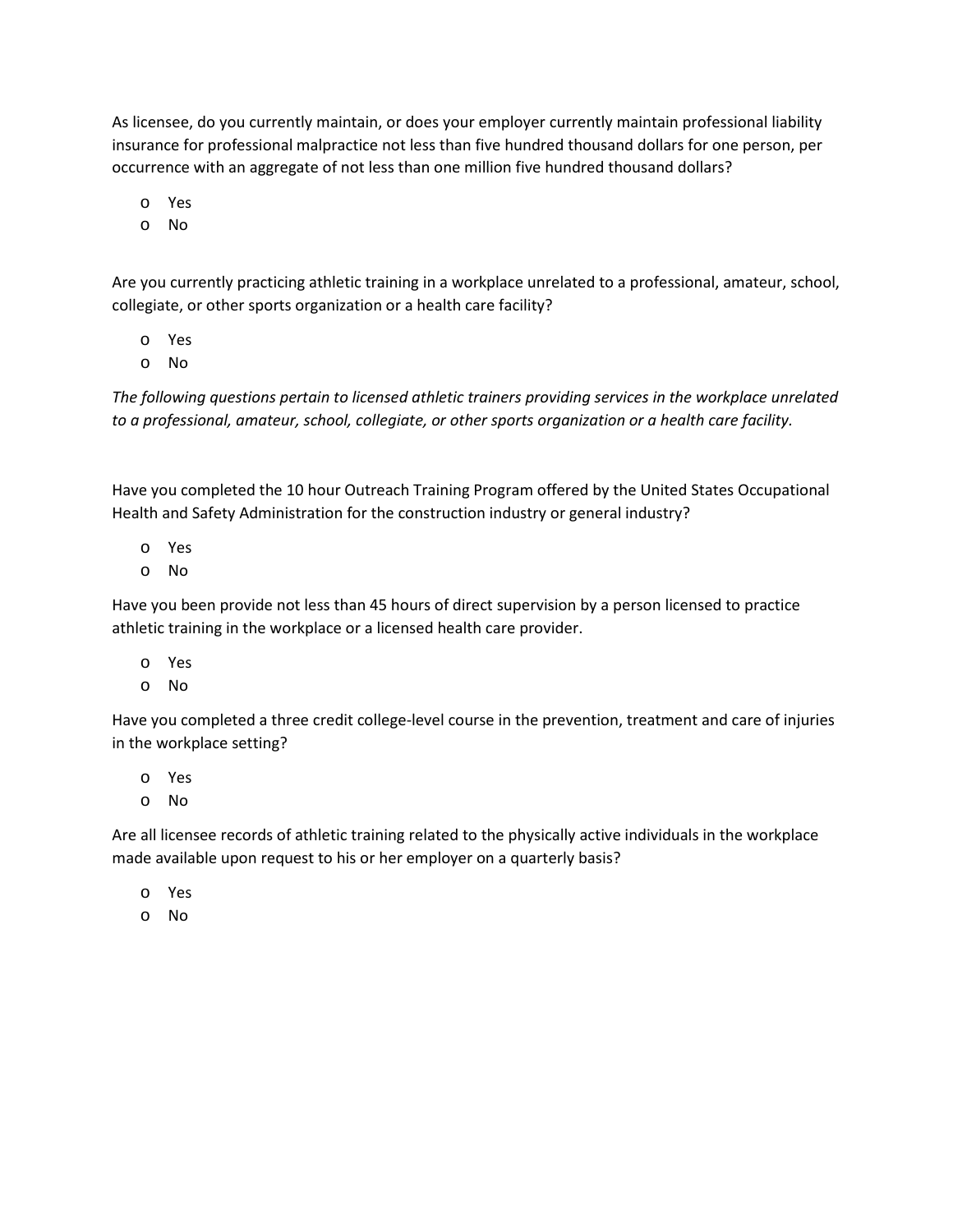As licensee, do you currently maintain, or does your employer currently maintain professional liability insurance for professional malpractice not less than five hundred thousand dollars for one person, per occurrence with an aggregate of not less than one million five hundred thousand dollars?

- Yes
- No

Are you currently practicing athletic training in a workplace unrelated to a professional, amateur, school, collegiate, or other sports organization or a health care facility?

- Yes
- No

*The following questions pertain to licensed athletic trainers providing services in the workplace unrelated to a professional, amateur, school, collegiate, or other sports organization or a health care facility.*

Have you completed the 10 hour Outreach Training Program offered by the United States Occupational Health and Safety Administration for the construction industry or general industry?

- Yes
- No

Have you been provide not less than 45 hours of direct supervision by a person licensed to practice athletic training in the workplace or a licensed health care provider.

- Yes
- No

Have you completed a three credit college-level course in the prevention, treatment and care of injuries in the workplace setting?

- Yes
- No

Are all licensee records of athletic training related to the physically active individuals in the workplace made available upon request to his or her employer on a quarterly basis?

- Yes
- No